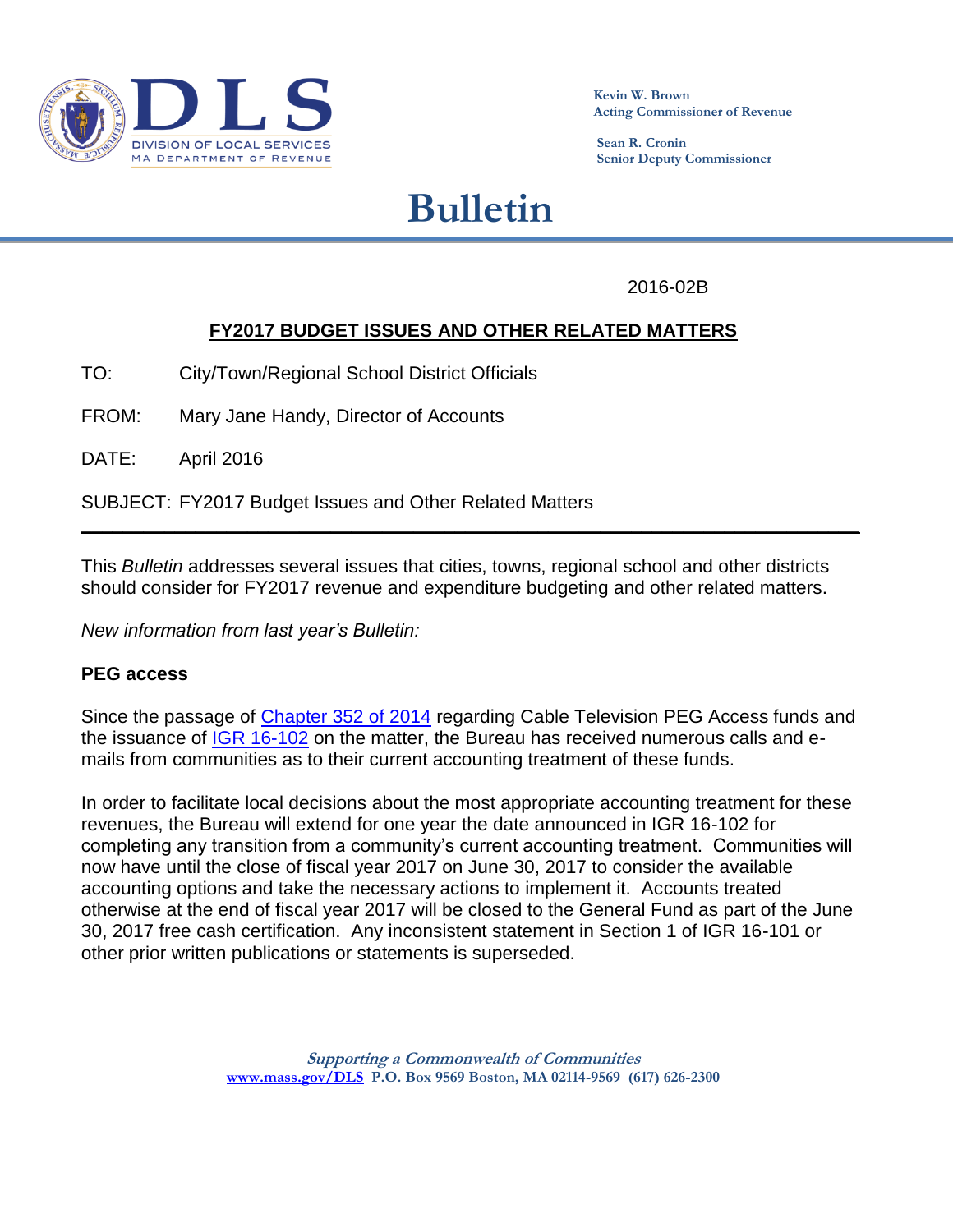Kevin W. Brown
Acting Commissioner of Revenue

Sean R. Cronin
Senior Deputy Commissioner

# Bulletin

2016-02B

## FY2017 BUDGET ISSUES AND OTHER RELATED MATTERS

TO: City/Town/Regional School District Officials

FROM: Mary Jane Handy, Director of Accounts

DATE: April 2016

SUBJECT: FY2017 Budget Issues and Other Related Matters

---

This *Bulletin* addresses several issues that cities, towns, regional school and other districts should consider for FY2017 revenue and expenditure budgeting and other related matters.

*New information from last year's Bulletin:*

**PEG access**

Since the passage of Chapter 352 of 2014 regarding Cable Television PEG Access funds and the issuance of IGR 16-102 on the matter, the Bureau has received numerous calls and e-mails from communities as to their current accounting treatment of these funds.

In order to facilitate local decisions about the most appropriate accounting treatment for these revenues, the Bureau will extend for one year the date announced in IGR 16-102 for completing any transition from a community's current accounting treatment. Communities will now have until the close of fiscal year 2017 on June 30, 2017 to consider the available accounting options and take the necessary actions to implement it. Accounts treated otherwise at the end of fiscal year 2017 will be closed to the General Fund as part of the June 30, 2017 free cash certification. Any inconsistent statement in Section 1 of IGR 16-101 or other prior written publications or statements is superseded.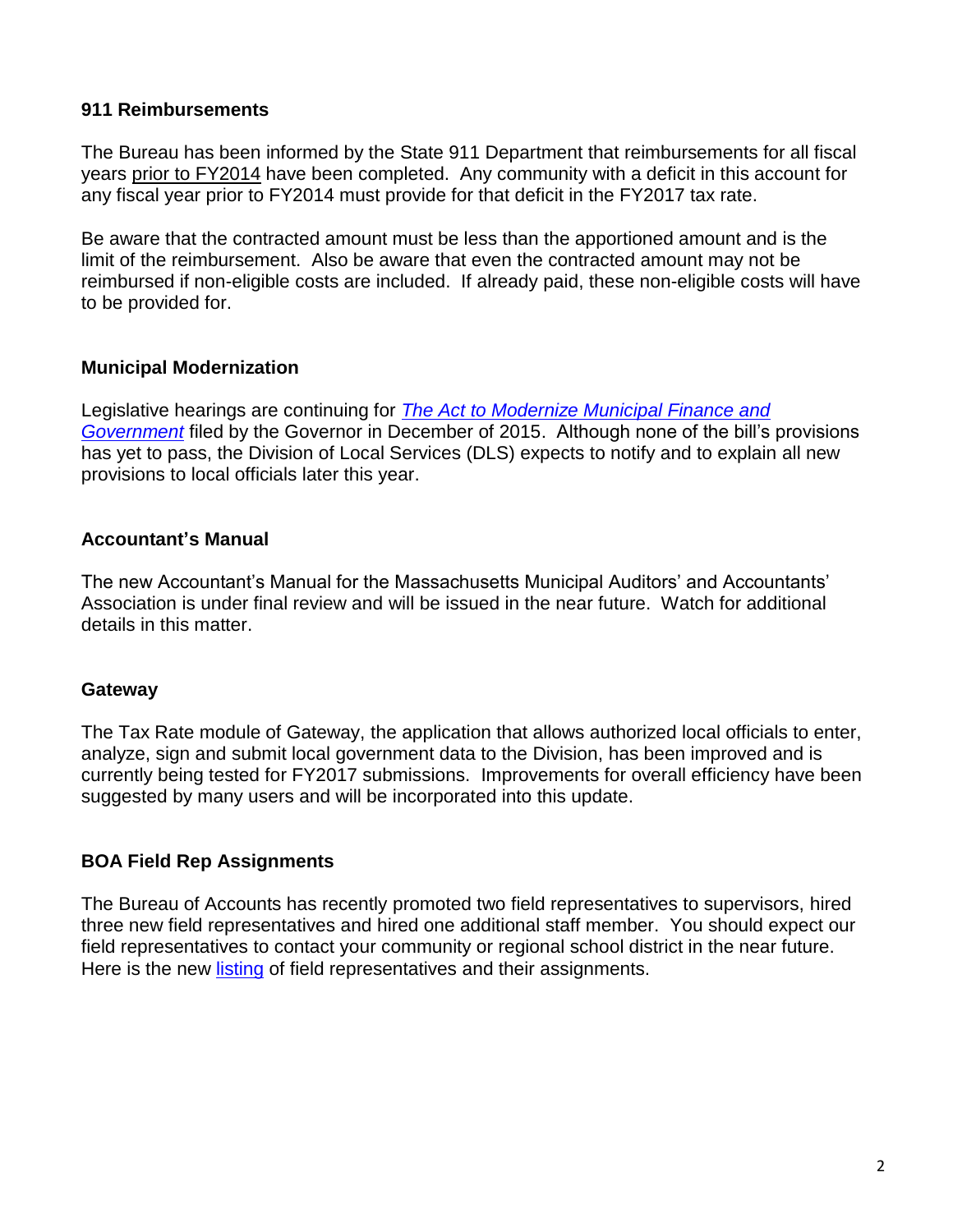## 911 Reimbursements

The Bureau has been informed by the State 911 Department that reimbursements for all fiscal years prior to FY2014 have been completed. Any community with a deficit in this account for any fiscal year prior to FY2014 must provide for that deficit in the FY2017 tax rate.

Be aware that the contracted amount must be less than the apportioned amount and is the limit of the reimbursement. Also be aware that even the contracted amount may not be reimbursed if non-eligible costs are included. If already paid, these non-eligible costs will have to be provided for.

## Municipal Modernization

Legislative hearings are continuing for *The Act to Modernize Municipal Finance and Government* filed by the Governor in December of 2015. Although none of the bill's provisions has yet to pass, the Division of Local Services (DLS) expects to notify and to explain all new provisions to local officials later this year.

## Accountant's Manual

The new Accountant's Manual for the Massachusetts Municipal Auditors' and Accountants' Association is under final review and will be issued in the near future. Watch for additional details in this matter.

## Gateway

The Tax Rate module of Gateway, the application that allows authorized local officials to enter, analyze, sign and submit local government data to the Division, has been improved and is currently being tested for FY2017 submissions. Improvements for overall efficiency have been suggested by many users and will be incorporated into this update.

## BOA Field Rep Assignments

The Bureau of Accounts has recently promoted two field representatives to supervisors, hired three new field representatives and hired one additional staff member. You should expect our field representatives to contact your community or regional school district in the near future. Here is the new listing of field representatives and their assignments.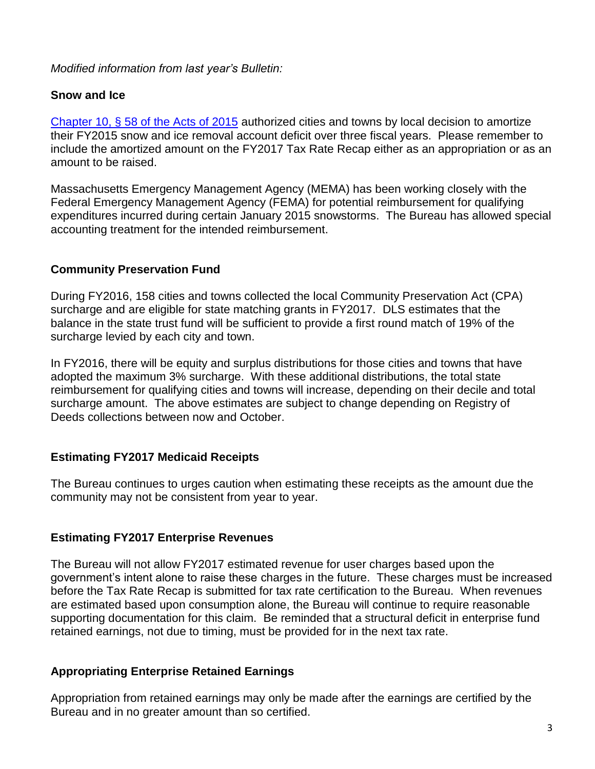*Modified information from last year's Bulletin:*

### Snow and Ice

[Chapter 10, § 58 of the Acts of 2015] authorized cities and towns by local decision to amortize their FY2015 snow and ice removal account deficit over three fiscal years. Please remember to include the amortized amount on the FY2017 Tax Rate Recap either as an appropriation or as an amount to be raised.

Massachusetts Emergency Management Agency (MEMA) has been working closely with the Federal Emergency Management Agency (FEMA) for potential reimbursement for qualifying expenditures incurred during certain January 2015 snowstorms. The Bureau has allowed special accounting treatment for the intended reimbursement.

### Community Preservation Fund

During FY2016, 158 cities and towns collected the local Community Preservation Act (CPA) surcharge and are eligible for state matching grants in FY2017. DLS estimates that the balance in the state trust fund will be sufficient to provide a first round match of 19% of the surcharge levied by each city and town.

In FY2016, there will be equity and surplus distributions for those cities and towns that have adopted the maximum 3% surcharge. With these additional distributions, the total state reimbursement for qualifying cities and towns will increase, depending on their decile and total surcharge amount. The above estimates are subject to change depending on Registry of Deeds collections between now and October.

### Estimating FY2017 Medicaid Receipts

The Bureau continues to urges caution when estimating these receipts as the amount due the community may not be consistent from year to year.

### Estimating FY2017 Enterprise Revenues

The Bureau will not allow FY2017 estimated revenue for user charges based upon the government's intent alone to raise these charges in the future. These charges must be increased before the Tax Rate Recap is submitted for tax rate certification to the Bureau. When revenues are estimated based upon consumption alone, the Bureau will continue to require reasonable supporting documentation for this claim. Be reminded that a structural deficit in enterprise fund retained earnings, not due to timing, must be provided for in the next tax rate.

### Appropriating Enterprise Retained Earnings

Appropriation from retained earnings may only be made after the earnings are certified by the Bureau and in no greater amount than so certified.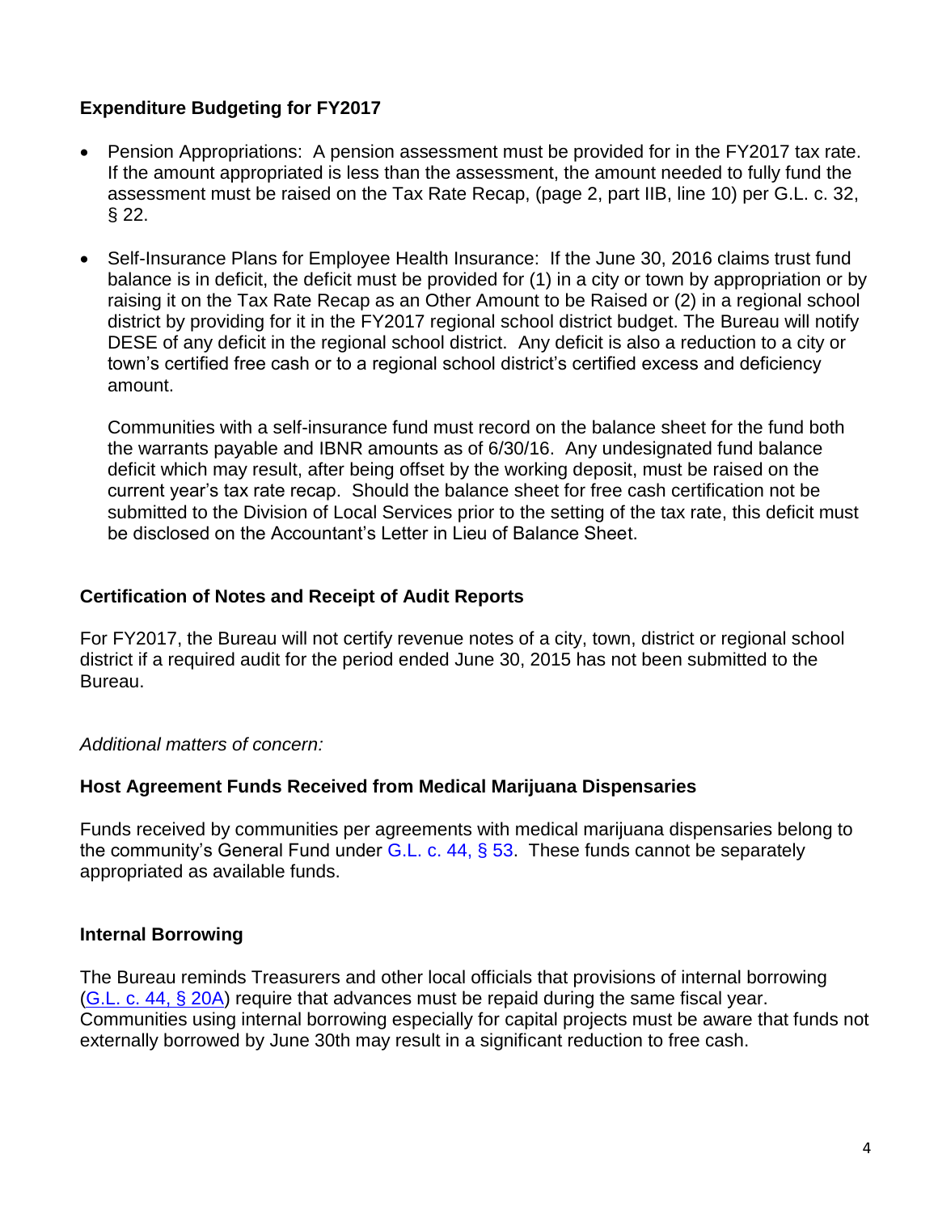**Expenditure Budgeting for FY2017**

- Pension Appropriations: A pension assessment must be provided for in the FY2017 tax rate. If the amount appropriated is less than the assessment, the amount needed to fully fund the assessment must be raised on the Tax Rate Recap, (page 2, part IIB, line 10) per G.L. c. 32, § 22.

- Self-Insurance Plans for Employee Health Insurance: If the June 30, 2016 claims trust fund balance is in deficit, the deficit must be provided for (1) in a city or town by appropriation or by raising it on the Tax Rate Recap as an Other Amount to be Raised or (2) in a regional school district by providing for it in the FY2017 regional school district budget. The Bureau will notify DESE of any deficit in the regional school district. Any deficit is also a reduction to a city or town's certified free cash or to a regional school district's certified excess and deficiency amount.

  Communities with a self-insurance fund must record on the balance sheet for the fund both the warrants payable and IBNR amounts as of 6/30/16. Any undesignated fund balance deficit which may result, after being offset by the working deposit, must be raised on the current year's tax rate recap. Should the balance sheet for free cash certification not be submitted to the Division of Local Services prior to the setting of the tax rate, this deficit must be disclosed on the Accountant's Letter in Lieu of Balance Sheet.

**Certification of Notes and Receipt of Audit Reports**

For FY2017, the Bureau will not certify revenue notes of a city, town, district or regional school district if a required audit for the period ended June 30, 2015 has not been submitted to the Bureau.

*Additional matters of concern:*

**Host Agreement Funds Received from Medical Marijuana Dispensaries**

Funds received by communities per agreements with medical marijuana dispensaries belong to the community's General Fund under G.L. c. 44, § 53. These funds cannot be separately appropriated as available funds.

**Internal Borrowing**

The Bureau reminds Treasurers and other local officials that provisions of internal borrowing (G.L. c. 44, § 20A) require that advances must be repaid during the same fiscal year. Communities using internal borrowing especially for capital projects must be aware that funds not externally borrowed by June 30th may result in a significant reduction to free cash.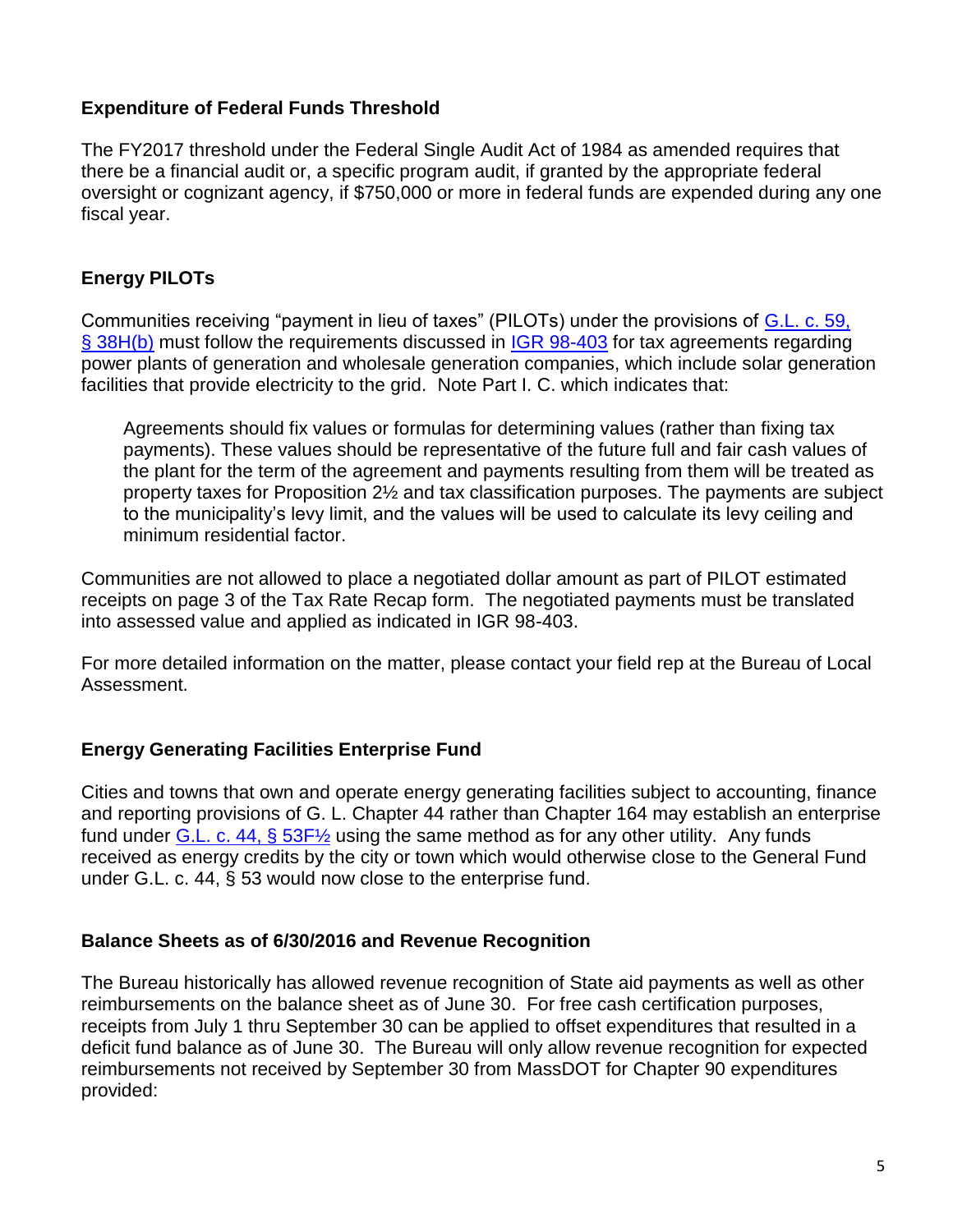### Expenditure of Federal Funds Threshold

The FY2017 threshold under the Federal Single Audit Act of 1984 as amended requires that there be a financial audit or, a specific program audit, if granted by the appropriate federal oversight or cognizant agency, if $750,000 or more in federal funds are expended during any one fiscal year.

### Energy PILOTs

Communities receiving "payment in lieu of taxes" (PILOTs) under the provisions of G.L. c. 59, § 38H(b) must follow the requirements discussed in IGR 98-403 for tax agreements regarding power plants of generation and wholesale generation companies, which include solar generation facilities that provide electricity to the grid. Note Part I. C. which indicates that:

> Agreements should fix values or formulas for determining values (rather than fixing tax payments). These values should be representative of the future full and fair cash values of the plant for the term of the agreement and payments resulting from them will be treated as property taxes for Proposition 2½ and tax classification purposes. The payments are subject to the municipality's levy limit, and the values will be used to calculate its levy ceiling and minimum residential factor.

Communities are not allowed to place a negotiated dollar amount as part of PILOT estimated receipts on page 3 of the Tax Rate Recap form. The negotiated payments must be translated into assessed value and applied as indicated in IGR 98-403.

For more detailed information on the matter, please contact your field rep at the Bureau of Local Assessment.

### Energy Generating Facilities Enterprise Fund

Cities and towns that own and operate energy generating facilities subject to accounting, finance and reporting provisions of G. L. Chapter 44 rather than Chapter 164 may establish an enterprise fund under G.L. c. 44, § 53F½ using the same method as for any other utility. Any funds received as energy credits by the city or town which would otherwise close to the General Fund under G.L. c. 44, § 53 would now close to the enterprise fund.

### Balance Sheets as of 6/30/2016 and Revenue Recognition

The Bureau historically has allowed revenue recognition of State aid payments as well as other reimbursements on the balance sheet as of June 30. For free cash certification purposes, receipts from July 1 thru September 30 can be applied to offset expenditures that resulted in a deficit fund balance as of June 30. The Bureau will only allow revenue recognition for expected reimbursements not received by September 30 from MassDOT for Chapter 90 expenditures provided: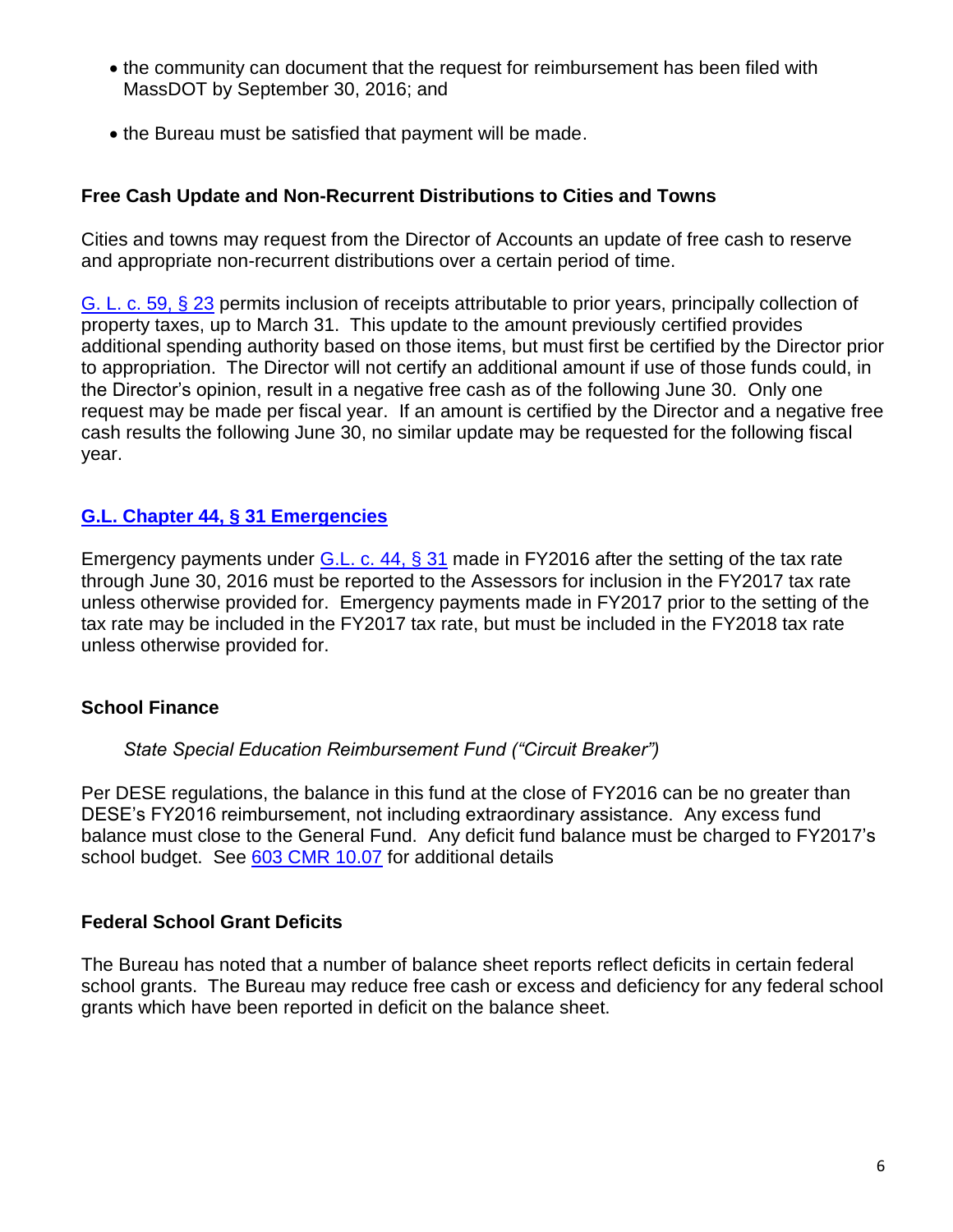- the community can document that the request for reimbursement has been filed with MassDOT by September 30, 2016; and
- the Bureau must be satisfied that payment will be made.

**Free Cash Update and Non-Recurrent Distributions to Cities and Towns**

Cities and towns may request from the Director of Accounts an update of free cash to reserve and appropriate non-recurrent distributions over a certain period of time.

G. L. c. 59, § 23 permits inclusion of receipts attributable to prior years, principally collection of property taxes, up to March 31. This update to the amount previously certified provides additional spending authority based on those items, but must first be certified by the Director prior to appropriation. The Director will not certify an additional amount if use of those funds could, in the Director's opinion, result in a negative free cash as of the following June 30. Only one request may be made per fiscal year. If an amount is certified by the Director and a negative free cash results the following June 30, no similar update may be requested for the following fiscal year.

**G.L. Chapter 44, § 31 Emergencies**

Emergency payments under G.L. c. 44, § 31 made in FY2016 after the setting of the tax rate through June 30, 2016 must be reported to the Assessors for inclusion in the FY2017 tax rate unless otherwise provided for. Emergency payments made in FY2017 prior to the setting of the tax rate may be included in the FY2017 tax rate, but must be included in the FY2018 tax rate unless otherwise provided for.

**School Finance**

*State Special Education Reimbursement Fund ("Circuit Breaker")*

Per DESE regulations, the balance in this fund at the close of FY2016 can be no greater than DESE's FY2016 reimbursement, not including extraordinary assistance. Any excess fund balance must close to the General Fund. Any deficit fund balance must be charged to FY2017's school budget. See 603 CMR 10.07 for additional details

**Federal School Grant Deficits**

The Bureau has noted that a number of balance sheet reports reflect deficits in certain federal school grants. The Bureau may reduce free cash or excess and deficiency for any federal school grants which have been reported in deficit on the balance sheet.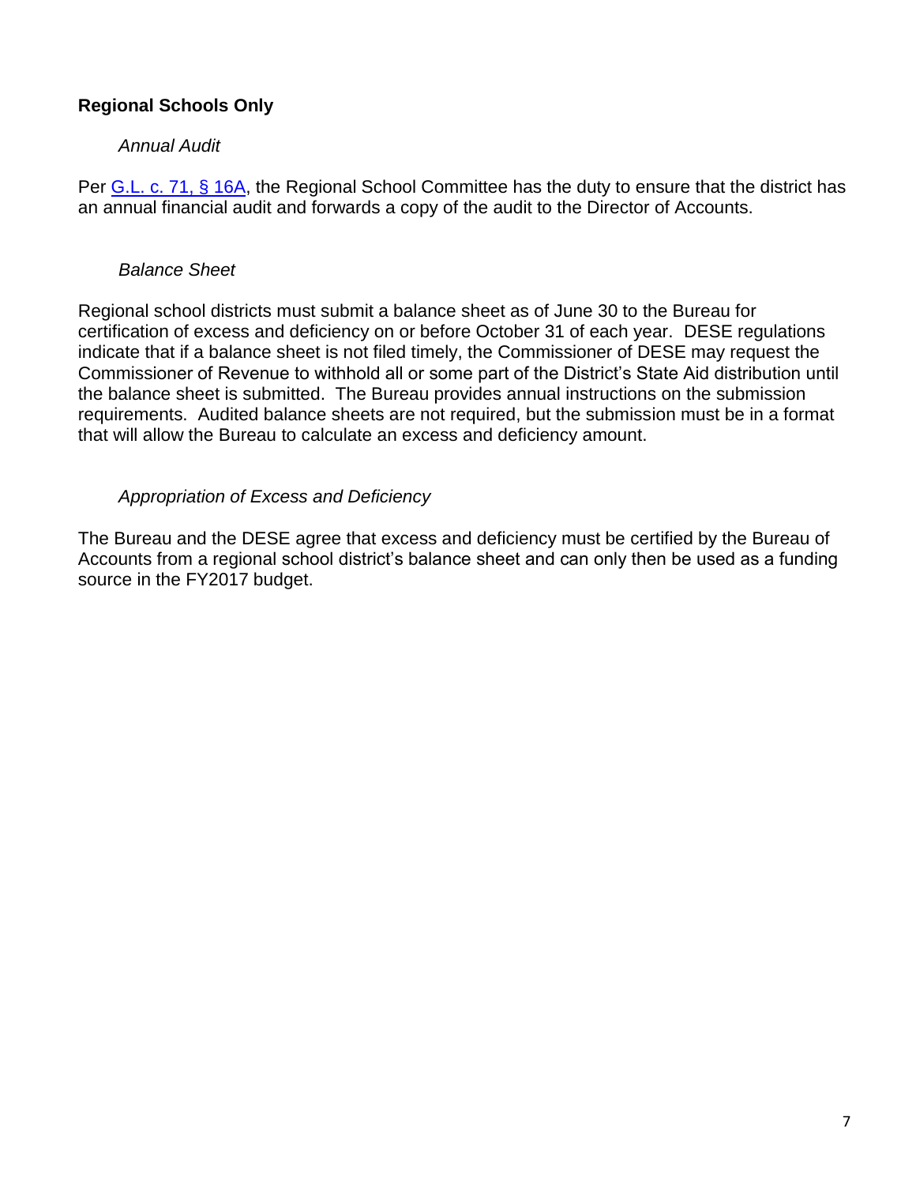## Regional Schools Only

### *Annual Audit*

Per [G.L. c. 71, § 16A](), the Regional School Committee has the duty to ensure that the district has an annual financial audit and forwards a copy of the audit to the Director of Accounts.

### *Balance Sheet*

Regional school districts must submit a balance sheet as of June 30 to the Bureau for certification of excess and deficiency on or before October 31 of each year. DESE regulations indicate that if a balance sheet is not filed timely, the Commissioner of DESE may request the Commissioner of Revenue to withhold all or some part of the District's State Aid distribution until the balance sheet is submitted. The Bureau provides annual instructions on the submission requirements. Audited balance sheets are not required, but the submission must be in a format that will allow the Bureau to calculate an excess and deficiency amount.

### *Appropriation of Excess and Deficiency*

The Bureau and the DESE agree that excess and deficiency must be certified by the Bureau of Accounts from a regional school district's balance sheet and can only then be used as a funding source in the FY2017 budget.